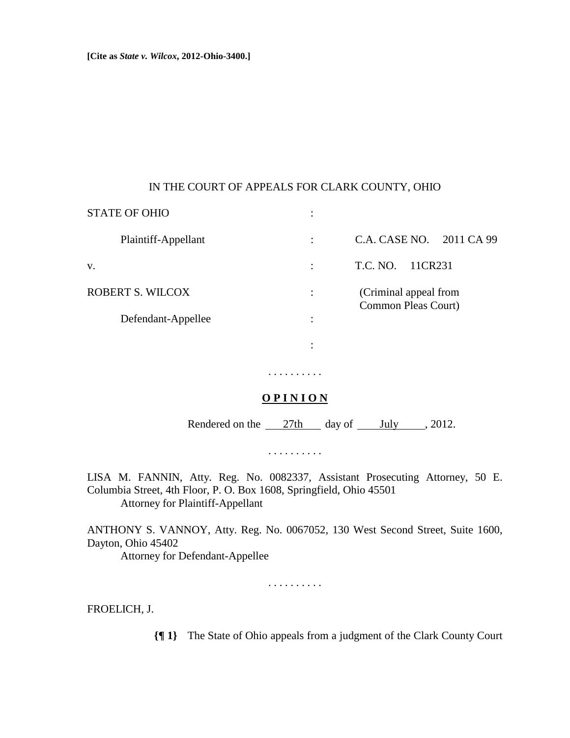**[Cite as *State v. Wilcox*, 2012-Ohio-3400.]**

IN THE COURT OF APPEALS FOR CLARK COUNTY, OHIO

| | | |
|---|---|---|
| STATE OF OHIO | : | |
| Plaintiff-Appellant | : | C.A. CASE NO. 2011 CA 99 |
| v. | : | T.C. NO. 11CR231 |
| ROBERT S. WILCOX | : | (Criminal appeal from Common Pleas Court) |
| Defendant-Appellee | : | |
| | : | |

. . . . . . . . . .

**OPINION**

Rendered on the 27th day of July, 2012.

. . . . . . . . . .

LISA M. FANNIN, Atty. Reg. No. 0082337, Assistant Prosecuting Attorney, 50 E. Columbia Street, 4th Floor, P. O. Box 1608, Springfield, Ohio 45501
Attorney for Plaintiff-Appellant

ANTHONY S. VANNOY, Atty. Reg. No. 0067052, 130 West Second Street, Suite 1600, Dayton, Ohio 45402
Attorney for Defendant-Appellee

. . . . . . . . . .

FROELICH, J.

**{¶ 1}** The State of Ohio appeals from a judgment of the Clark County Court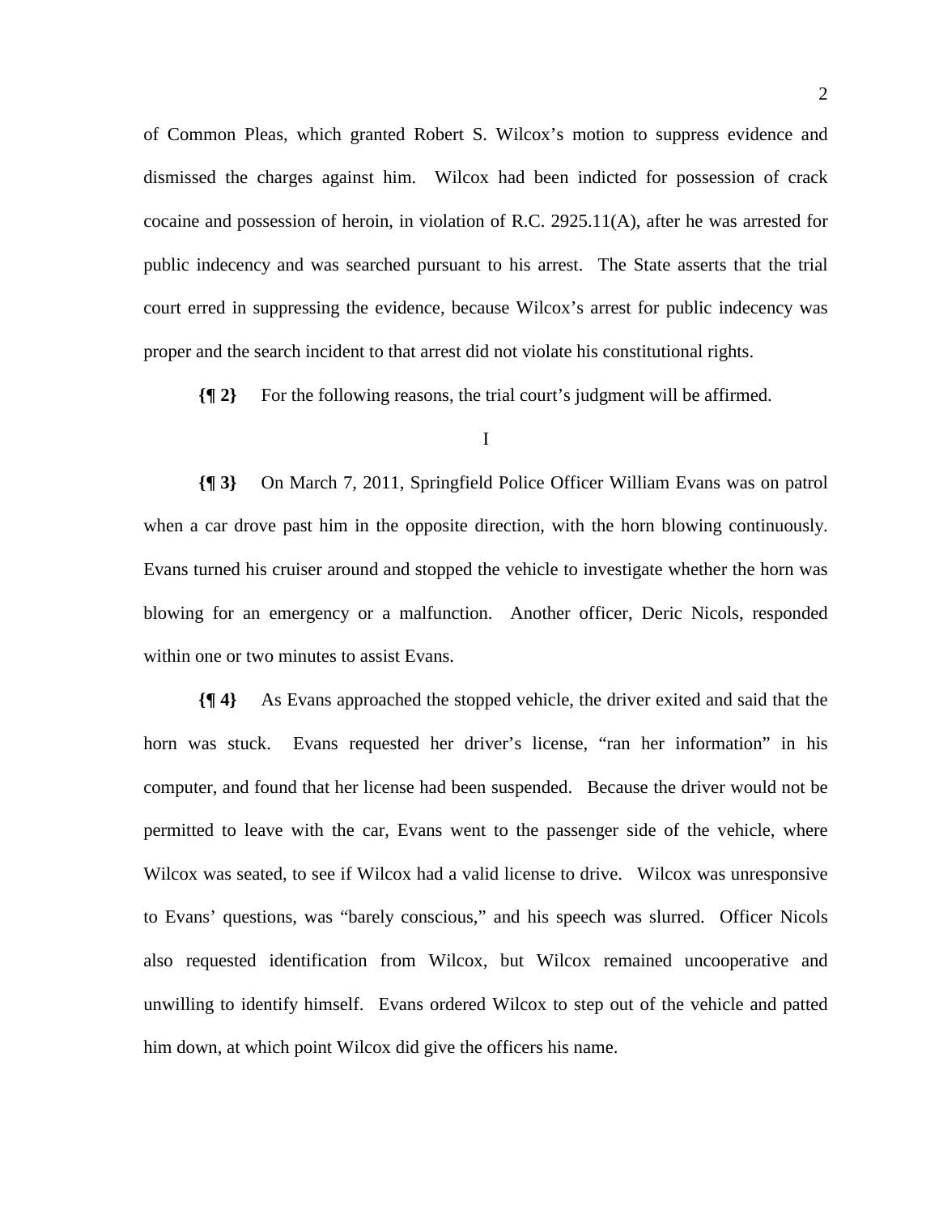of Common Pleas, which granted Robert S. Wilcox's motion to suppress evidence and dismissed the charges against him. Wilcox had been indicted for possession of crack cocaine and possession of heroin, in violation of R.C. 2925.11(A), after he was arrested for public indecency and was searched pursuant to his arrest. The State asserts that the trial court erred in suppressing the evidence, because Wilcox's arrest for public indecency was proper and the search incident to that arrest did not violate his constitutional rights.

**{¶ 2}** For the following reasons, the trial court's judgment will be affirmed.

I

**{¶ 3}** On March 7, 2011, Springfield Police Officer William Evans was on patrol when a car drove past him in the opposite direction, with the horn blowing continuously. Evans turned his cruiser around and stopped the vehicle to investigate whether the horn was blowing for an emergency or a malfunction. Another officer, Deric Nicols, responded within one or two minutes to assist Evans.

**{¶ 4}** As Evans approached the stopped vehicle, the driver exited and said that the horn was stuck. Evans requested her driver's license, "ran her information" in his computer, and found that her license had been suspended. Because the driver would not be permitted to leave with the car, Evans went to the passenger side of the vehicle, where Wilcox was seated, to see if Wilcox had a valid license to drive. Wilcox was unresponsive to Evans' questions, was "barely conscious," and his speech was slurred. Officer Nicols also requested identification from Wilcox, but Wilcox remained uncooperative and unwilling to identify himself. Evans ordered Wilcox to step out of the vehicle and patted him down, at which point Wilcox did give the officers his name.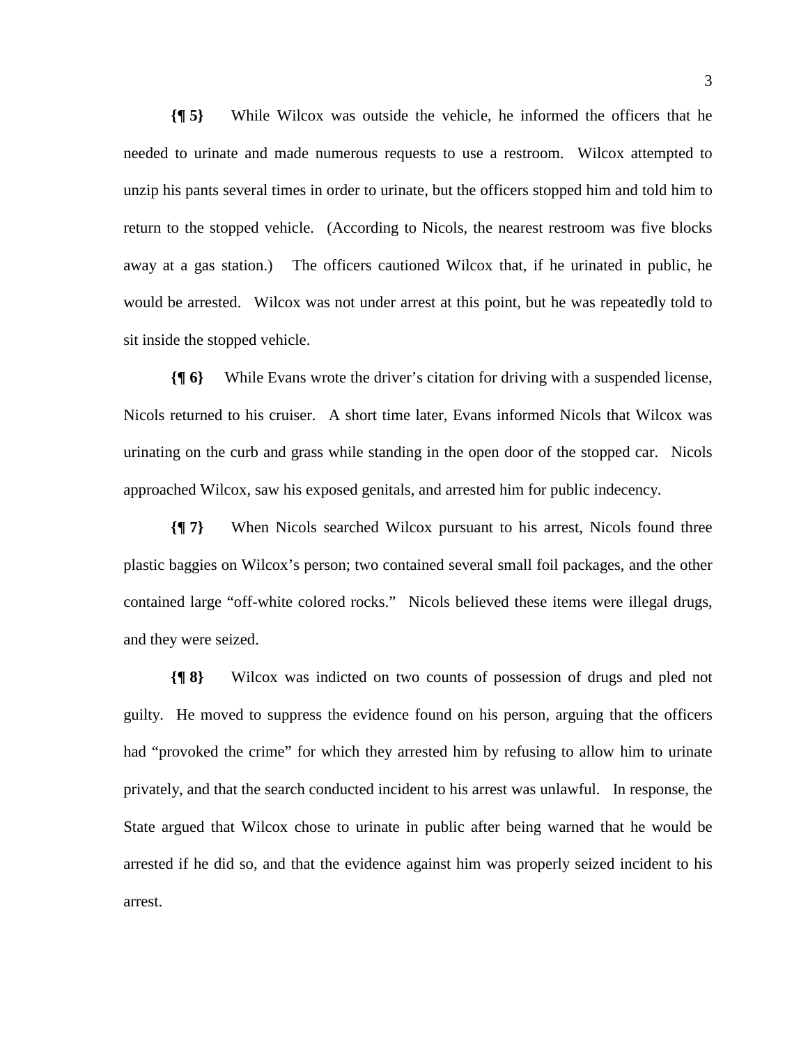**{¶ 5}** While Wilcox was outside the vehicle, he informed the officers that he needed to urinate and made numerous requests to use a restroom. Wilcox attempted to unzip his pants several times in order to urinate, but the officers stopped him and told him to return to the stopped vehicle. (According to Nicols, the nearest restroom was five blocks away at a gas station.) The officers cautioned Wilcox that, if he urinated in public, he would be arrested. Wilcox was not under arrest at this point, but he was repeatedly told to sit inside the stopped vehicle.

**{¶ 6}** While Evans wrote the driver's citation for driving with a suspended license, Nicols returned to his cruiser. A short time later, Evans informed Nicols that Wilcox was urinating on the curb and grass while standing in the open door of the stopped car. Nicols approached Wilcox, saw his exposed genitals, and arrested him for public indecency.

**{¶ 7}** When Nicols searched Wilcox pursuant to his arrest, Nicols found three plastic baggies on Wilcox's person; two contained several small foil packages, and the other contained large "off-white colored rocks." Nicols believed these items were illegal drugs, and they were seized.

**{¶ 8}** Wilcox was indicted on two counts of possession of drugs and pled not guilty. He moved to suppress the evidence found on his person, arguing that the officers had "provoked the crime" for which they arrested him by refusing to allow him to urinate privately, and that the search conducted incident to his arrest was unlawful. In response, the State argued that Wilcox chose to urinate in public after being warned that he would be arrested if he did so, and that the evidence against him was properly seized incident to his arrest.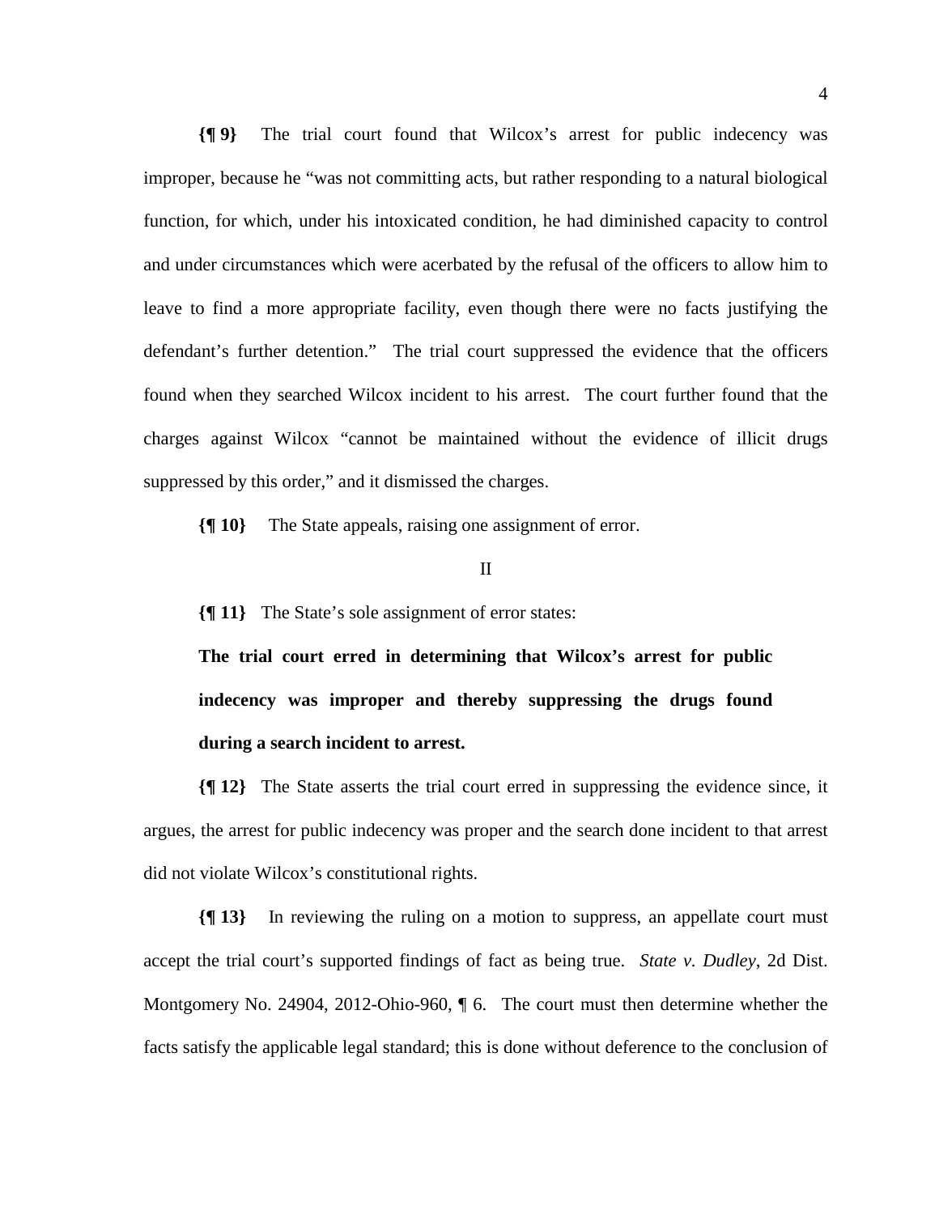**{¶ 9}** The trial court found that Wilcox's arrest for public indecency was improper, because he "was not committing acts, but rather responding to a natural biological function, for which, under his intoxicated condition, he had diminished capacity to control and under circumstances which were acerbated by the refusal of the officers to allow him to leave to find a more appropriate facility, even though there were no facts justifying the defendant's further detention." The trial court suppressed the evidence that the officers found when they searched Wilcox incident to his arrest. The court further found that the charges against Wilcox "cannot be maintained without the evidence of illicit drugs suppressed by this order," and it dismissed the charges.

**{¶ 10}** The State appeals, raising one assignment of error.

II

**{¶ 11}** The State's sole assignment of error states:

> **The trial court erred in determining that Wilcox's arrest for public indecency was improper and thereby suppressing the drugs found during a search incident to arrest.**

**{¶ 12}** The State asserts the trial court erred in suppressing the evidence since, it argues, the arrest for public indecency was proper and the search done incident to that arrest did not violate Wilcox's constitutional rights.

**{¶ 13}** In reviewing the ruling on a motion to suppress, an appellate court must accept the trial court's supported findings of fact as being true. *State v. Dudley*, 2d Dist. Montgomery No. 24904, 2012-Ohio-960, ¶ 6. The court must then determine whether the facts satisfy the applicable legal standard; this is done without deference to the conclusion of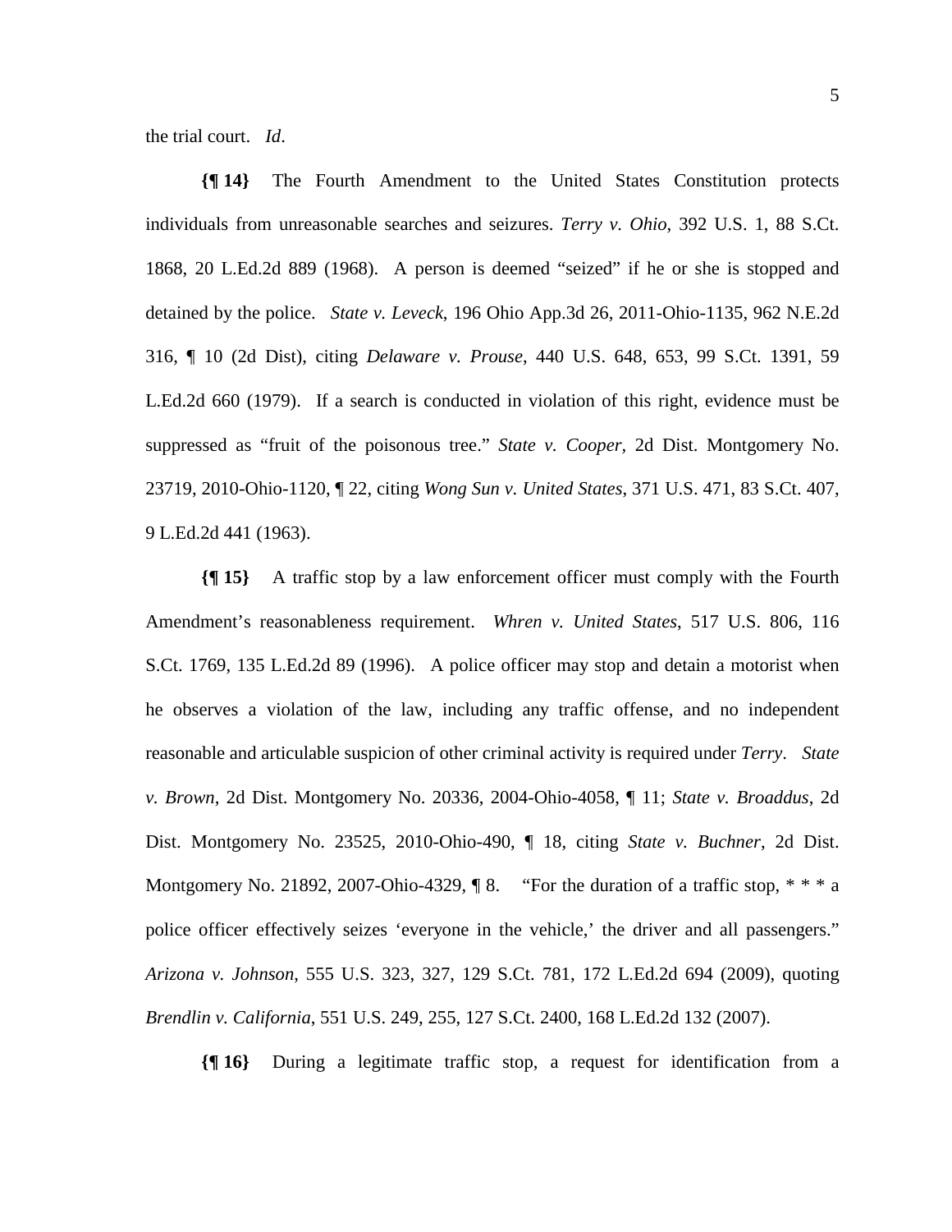the trial court. *Id*.

**{¶ 14}** The Fourth Amendment to the United States Constitution protects individuals from unreasonable searches and seizures. *Terry v. Ohio*, 392 U.S. 1, 88 S.Ct. 1868, 20 L.Ed.2d 889 (1968). A person is deemed "seized" if he or she is stopped and detained by the police. *State v. Leveck*, 196 Ohio App.3d 26, 2011-Ohio-1135, 962 N.E.2d 316, ¶ 10 (2d Dist), citing *Delaware v. Prouse*, 440 U.S. 648, 653, 99 S.Ct. 1391, 59 L.Ed.2d 660 (1979). If a search is conducted in violation of this right, evidence must be suppressed as "fruit of the poisonous tree." *State v. Cooper*, 2d Dist. Montgomery No. 23719, 2010-Ohio-1120, ¶ 22, citing *Wong Sun v. United States*, 371 U.S. 471, 83 S.Ct. 407, 9 L.Ed.2d 441 (1963).

**{¶ 15}** A traffic stop by a law enforcement officer must comply with the Fourth Amendment's reasonableness requirement. *Whren v. United States*, 517 U.S. 806, 116 S.Ct. 1769, 135 L.Ed.2d 89 (1996). A police officer may stop and detain a motorist when he observes a violation of the law, including any traffic offense, and no independent reasonable and articulable suspicion of other criminal activity is required under *Terry*. *State v. Brown*, 2d Dist. Montgomery No. 20336, 2004-Ohio-4058, ¶ 11; *State v. Broaddus*, 2d Dist. Montgomery No. 23525, 2010-Ohio-490, ¶ 18, citing *State v. Buchner*, 2d Dist. Montgomery No. 21892, 2007-Ohio-4329, ¶ 8. "For the duration of a traffic stop, * * * a police officer effectively seizes 'everyone in the vehicle,' the driver and all passengers." *Arizona v. Johnson*, 555 U.S. 323, 327, 129 S.Ct. 781, 172 L.Ed.2d 694 (2009), quoting *Brendlin v. California*, 551 U.S. 249, 255, 127 S.Ct. 2400, 168 L.Ed.2d 132 (2007).

**{¶ 16}** During a legitimate traffic stop, a request for identification from a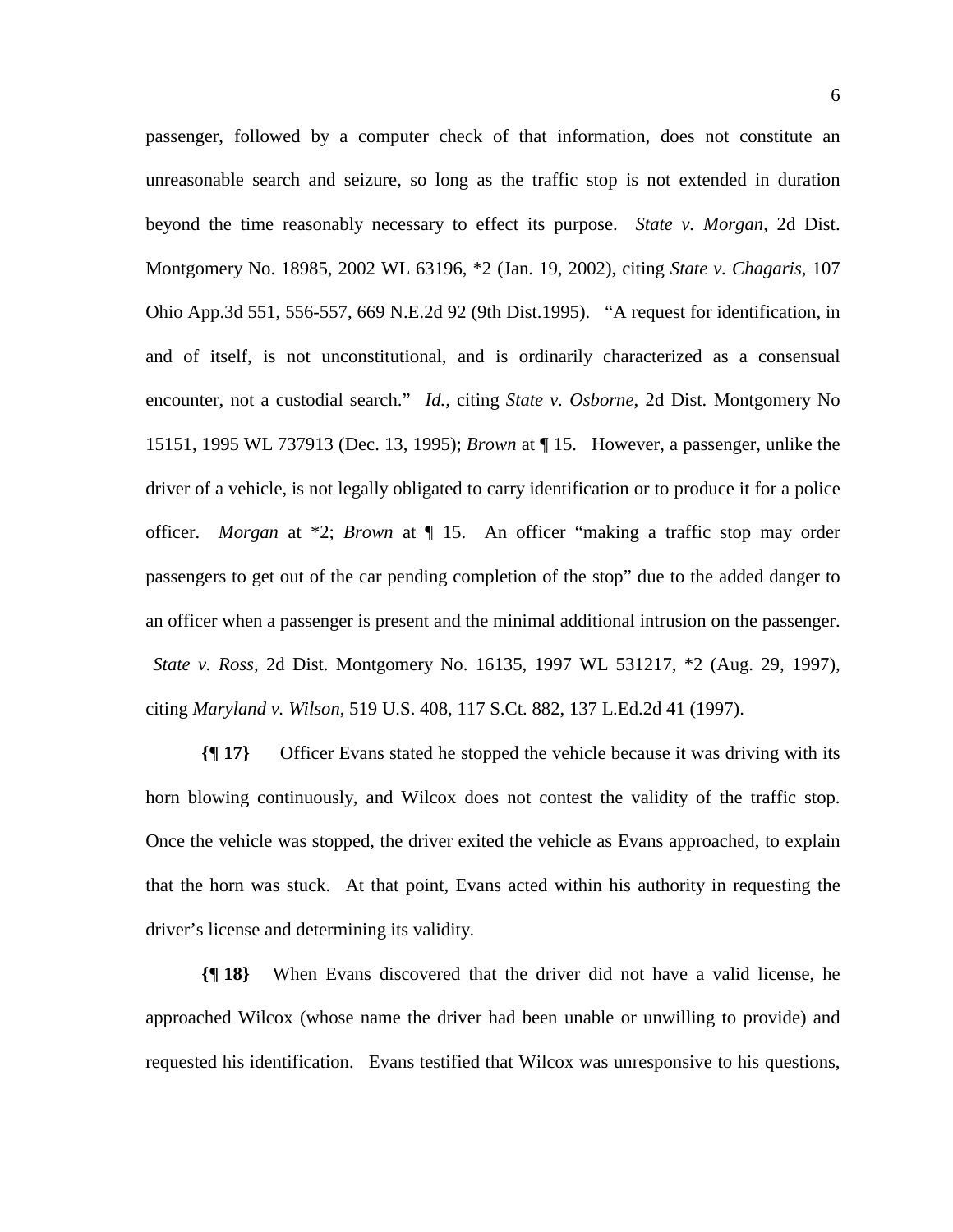passenger, followed by a computer check of that information, does not constitute an unreasonable search and seizure, so long as the traffic stop is not extended in duration beyond the time reasonably necessary to effect its purpose. *State v. Morgan*, 2d Dist. Montgomery No. 18985, 2002 WL 63196, *2 (Jan. 19, 2002), citing *State v. Chagaris*, 107 Ohio App.3d 551, 556-557, 669 N.E.2d 92 (9th Dist.1995). "A request for identification, in and of itself, is not unconstitutional, and is ordinarily characterized as a consensual encounter, not a custodial search." *Id.*, citing *State v. Osborne*, 2d Dist. Montgomery No 15151, 1995 WL 737913 (Dec. 13, 1995); *Brown* at ¶ 15. However, a passenger, unlike the driver of a vehicle, is not legally obligated to carry identification or to produce it for a police officer. *Morgan* at *2; *Brown* at ¶ 15. An officer "making a traffic stop may order passengers to get out of the car pending completion of the stop" due to the added danger to an officer when a passenger is present and the minimal additional intrusion on the passenger. *State v. Ross*, 2d Dist. Montgomery No. 16135, 1997 WL 531217, *2 (Aug. 29, 1997), citing *Maryland v. Wilson*, 519 U.S. 408, 117 S.Ct. 882, 137 L.Ed.2d 41 (1997).

**{¶ 17}** Officer Evans stated he stopped the vehicle because it was driving with its horn blowing continuously, and Wilcox does not contest the validity of the traffic stop. Once the vehicle was stopped, the driver exited the vehicle as Evans approached, to explain that the horn was stuck. At that point, Evans acted within his authority in requesting the driver's license and determining its validity.

**{¶ 18}** When Evans discovered that the driver did not have a valid license, he approached Wilcox (whose name the driver had been unable or unwilling to provide) and requested his identification. Evans testified that Wilcox was unresponsive to his questions,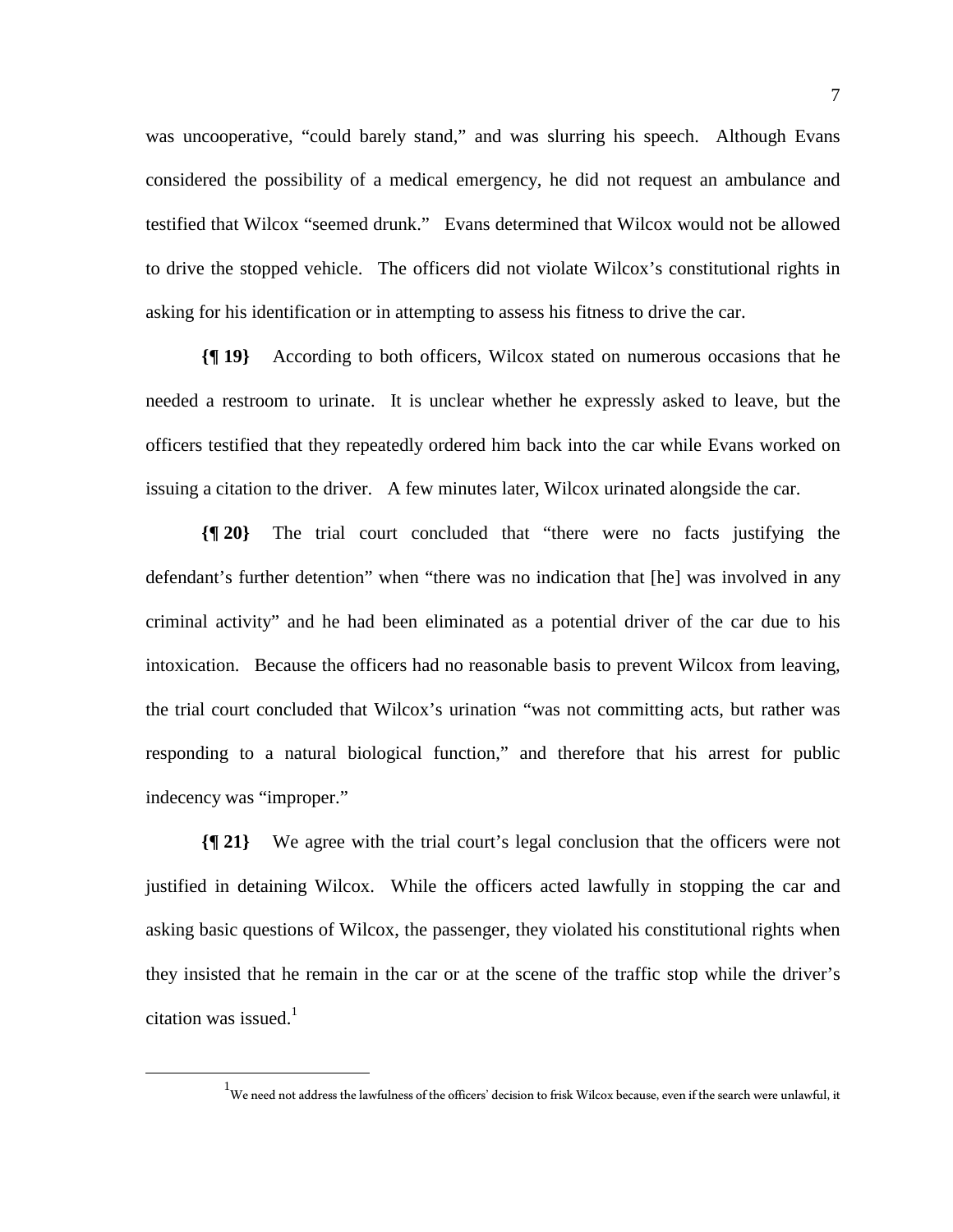was uncooperative, "could barely stand," and was slurring his speech. Although Evans considered the possibility of a medical emergency, he did not request an ambulance and testified that Wilcox "seemed drunk." Evans determined that Wilcox would not be allowed to drive the stopped vehicle. The officers did not violate Wilcox's constitutional rights in asking for his identification or in attempting to assess his fitness to drive the car.

**{¶ 19}** According to both officers, Wilcox stated on numerous occasions that he needed a restroom to urinate. It is unclear whether he expressly asked to leave, but the officers testified that they repeatedly ordered him back into the car while Evans worked on issuing a citation to the driver. A few minutes later, Wilcox urinated alongside the car.

**{¶ 20}** The trial court concluded that "there were no facts justifying the defendant's further detention" when "there was no indication that [he] was involved in any criminal activity" and he had been eliminated as a potential driver of the car due to his intoxication. Because the officers had no reasonable basis to prevent Wilcox from leaving, the trial court concluded that Wilcox's urination "was not committing acts, but rather was responding to a natural biological function," and therefore that his arrest for public indecency was "improper."

**{¶ 21}** We agree with the trial court's legal conclusion that the officers were not justified in detaining Wilcox. While the officers acted lawfully in stopping the car and asking basic questions of Wilcox, the passenger, they violated his constitutional rights when they insisted that he remain in the car or at the scene of the traffic stop while the driver's citation was issued.[1]

---

[1] We need not address the lawfulness of the officers' decision to frisk Wilcox because, even if the search were unlawful, it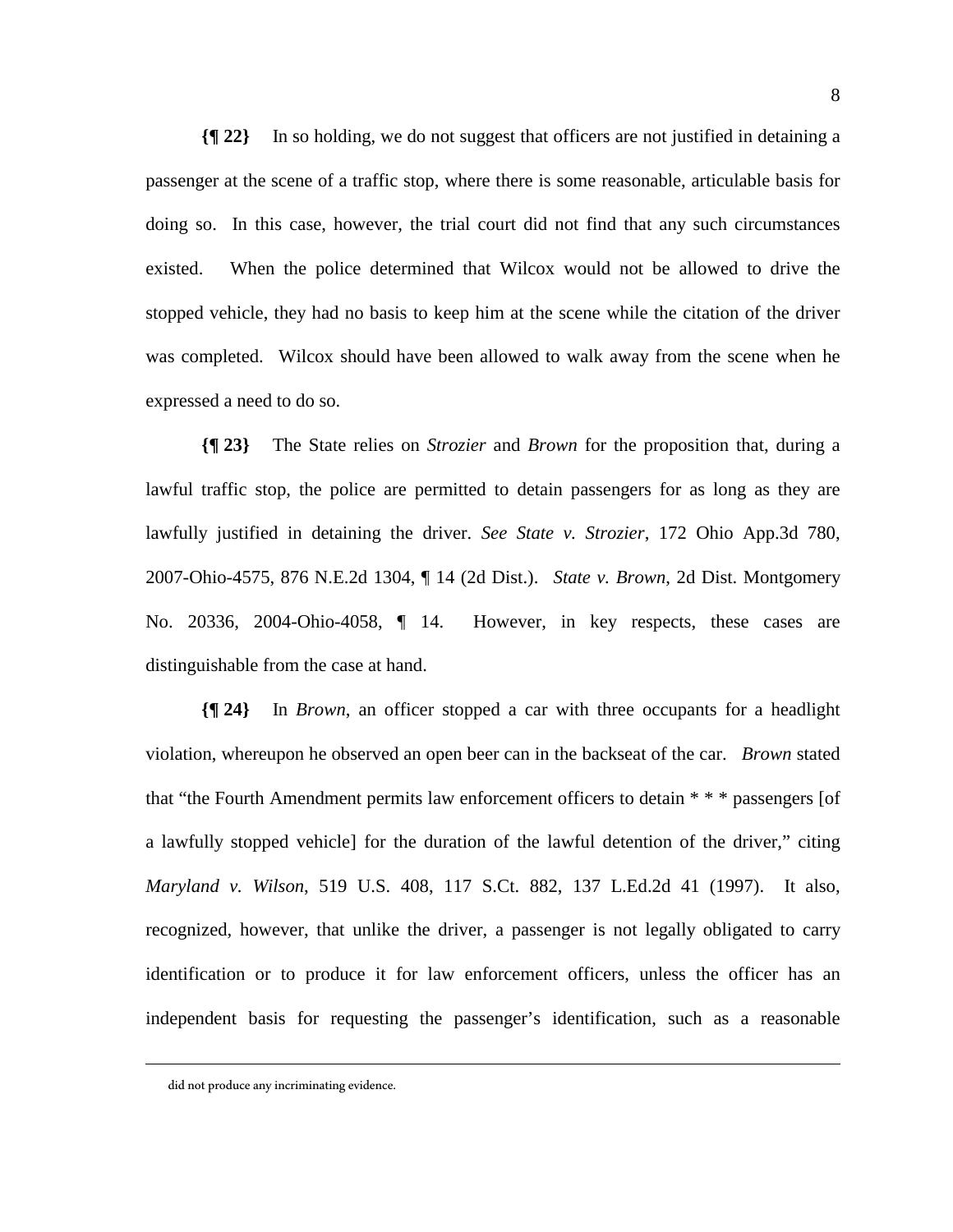**{¶ 22}** In so holding, we do not suggest that officers are not justified in detaining a passenger at the scene of a traffic stop, where there is some reasonable, articulable basis for doing so. In this case, however, the trial court did not find that any such circumstances existed. When the police determined that Wilcox would not be allowed to drive the stopped vehicle, they had no basis to keep him at the scene while the citation of the driver was completed. Wilcox should have been allowed to walk away from the scene when he expressed a need to do so.

**{¶ 23}** The State relies on *Strozier* and *Brown* for the proposition that, during a lawful traffic stop, the police are permitted to detain passengers for as long as they are lawfully justified in detaining the driver. *See State v. Strozier*, 172 Ohio App.3d 780, 2007-Ohio-4575, 876 N.E.2d 1304, ¶ 14 (2d Dist.). *State v. Brown*, 2d Dist. Montgomery No. 20336, 2004-Ohio-4058, ¶ 14. However, in key respects, these cases are distinguishable from the case at hand.

**{¶ 24}** In *Brown*, an officer stopped a car with three occupants for a headlight violation, whereupon he observed an open beer can in the backseat of the car. *Brown* stated that "the Fourth Amendment permits law enforcement officers to detain * * * passengers [of a lawfully stopped vehicle] for the duration of the lawful detention of the driver," citing *Maryland v. Wilson*, 519 U.S. 408, 117 S.Ct. 882, 137 L.Ed.2d 41 (1997). It also, recognized, however, that unlike the driver, a passenger is not legally obligated to carry identification or to produce it for law enforcement officers, unless the officer has an independent basis for requesting the passenger's identification, such as a reasonable

---

did not produce any incriminating evidence.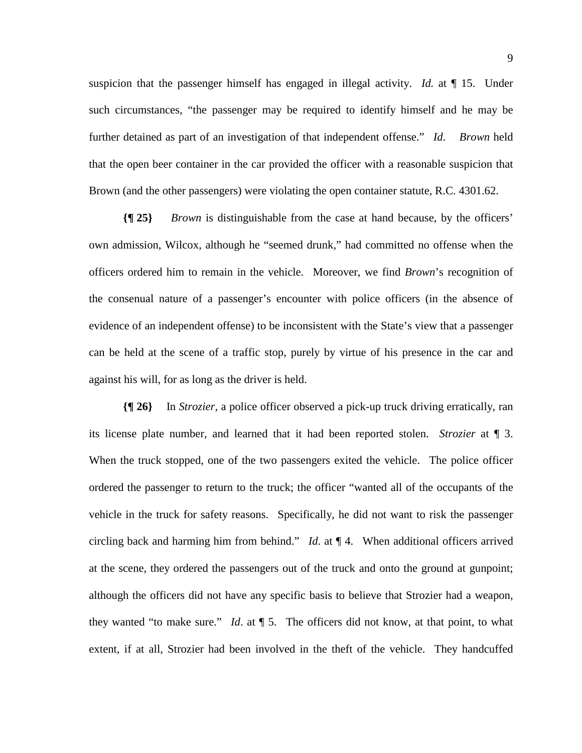suspicion that the passenger himself has engaged in illegal activity. *Id.* at ¶ 15. Under such circumstances, "the passenger may be required to identify himself and he may be further detained as part of an investigation of that independent offense." *Id*. *Brown* held that the open beer container in the car provided the officer with a reasonable suspicion that Brown (and the other passengers) were violating the open container statute, R.C. 4301.62.

**{¶ 25}** *Brown* is distinguishable from the case at hand because, by the officers' own admission, Wilcox, although he "seemed drunk," had committed no offense when the officers ordered him to remain in the vehicle. Moreover, we find *Brown*'s recognition of the consenual nature of a passenger's encounter with police officers (in the absence of evidence of an independent offense) to be inconsistent with the State's view that a passenger can be held at the scene of a traffic stop, purely by virtue of his presence in the car and against his will, for as long as the driver is held.

**{¶ 26}** In *Strozier*, a police officer observed a pick-up truck driving erratically, ran its license plate number, and learned that it had been reported stolen. *Strozier* at ¶ 3. When the truck stopped, one of the two passengers exited the vehicle. The police officer ordered the passenger to return to the truck; the officer "wanted all of the occupants of the vehicle in the truck for safety reasons. Specifically, he did not want to risk the passenger circling back and harming him from behind." *Id*. at ¶ 4. When additional officers arrived at the scene, they ordered the passengers out of the truck and onto the ground at gunpoint; although the officers did not have any specific basis to believe that Strozier had a weapon, they wanted "to make sure." *Id*. at ¶ 5. The officers did not know, at that point, to what extent, if at all, Strozier had been involved in the theft of the vehicle. They handcuffed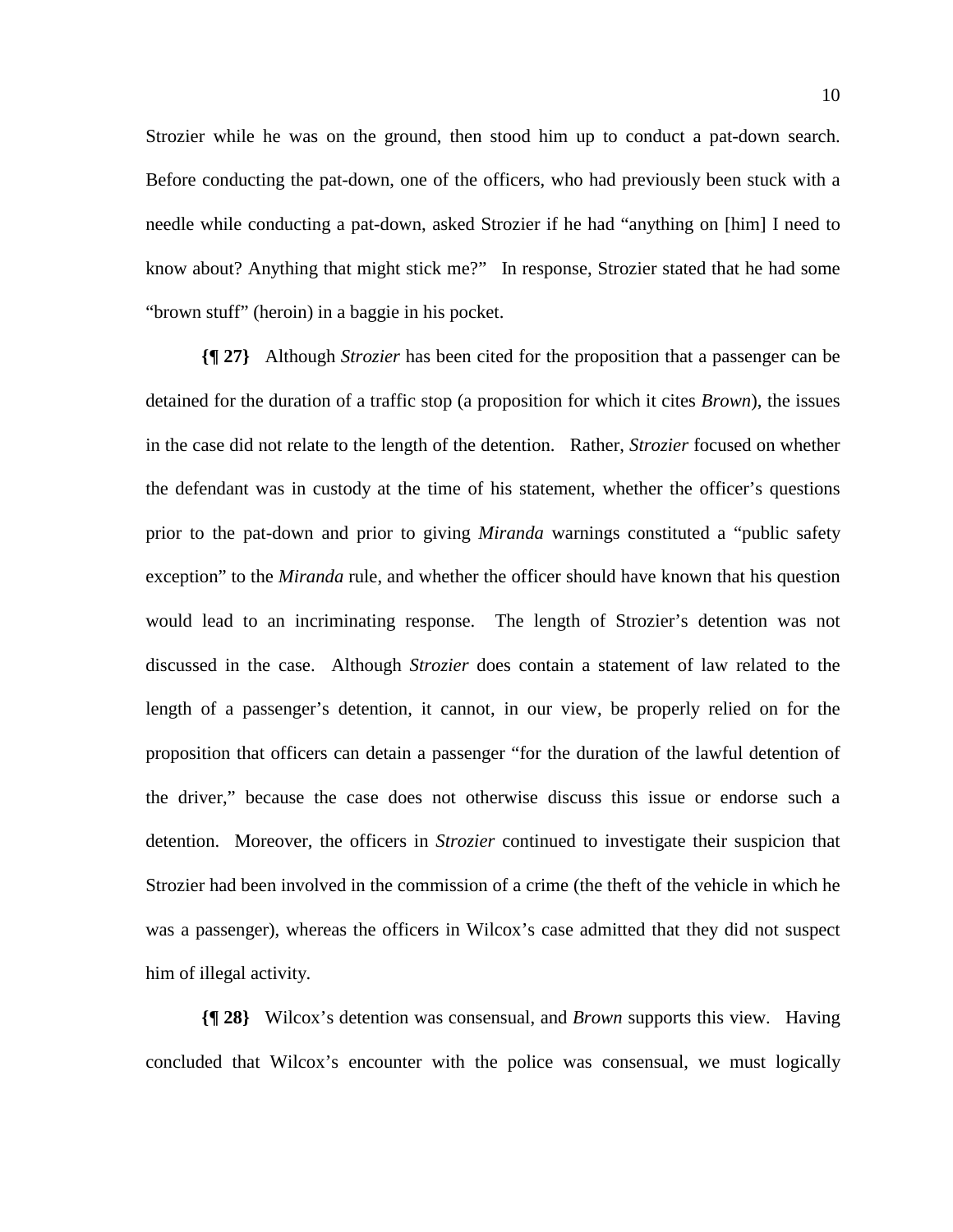Strozier while he was on the ground, then stood him up to conduct a pat-down search. Before conducting the pat-down, one of the officers, who had previously been stuck with a needle while conducting a pat-down, asked Strozier if he had "anything on [him] I need to know about? Anything that might stick me?" In response, Strozier stated that he had some "brown stuff" (heroin) in a baggie in his pocket.

**{¶ 27}** Although *Strozier* has been cited for the proposition that a passenger can be detained for the duration of a traffic stop (a proposition for which it cites *Brown*), the issues in the case did not relate to the length of the detention. Rather, *Strozier* focused on whether the defendant was in custody at the time of his statement, whether the officer's questions prior to the pat-down and prior to giving *Miranda* warnings constituted a "public safety exception" to the *Miranda* rule, and whether the officer should have known that his question would lead to an incriminating response. The length of Strozier's detention was not discussed in the case. Although *Strozier* does contain a statement of law related to the length of a passenger's detention, it cannot, in our view, be properly relied on for the proposition that officers can detain a passenger "for the duration of the lawful detention of the driver," because the case does not otherwise discuss this issue or endorse such a detention. Moreover, the officers in *Strozier* continued to investigate their suspicion that Strozier had been involved in the commission of a crime (the theft of the vehicle in which he was a passenger), whereas the officers in Wilcox's case admitted that they did not suspect him of illegal activity.

**{¶ 28}** Wilcox's detention was consensual, and *Brown* supports this view. Having concluded that Wilcox's encounter with the police was consensual, we must logically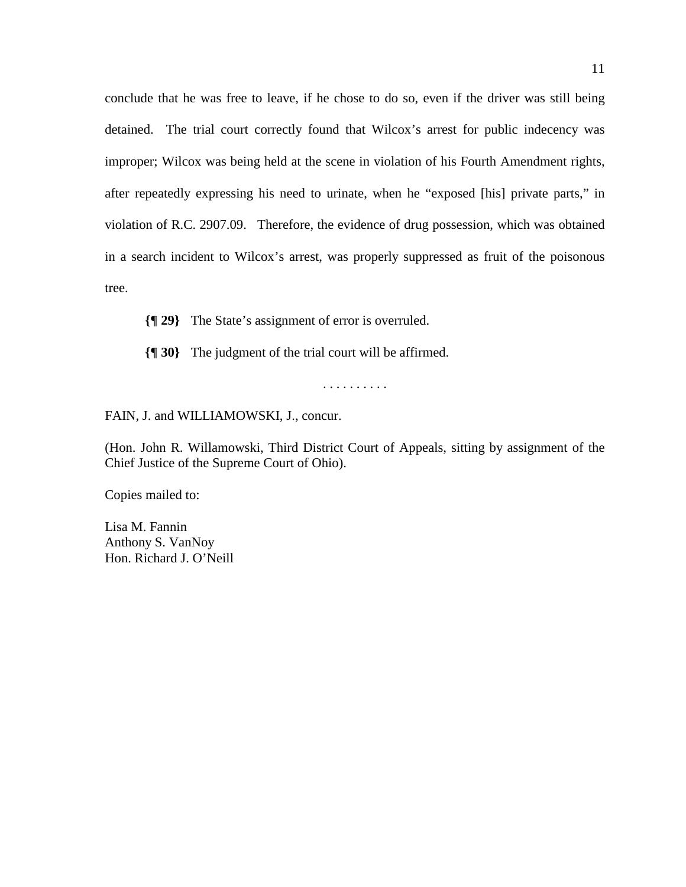conclude that he was free to leave, if he chose to do so, even if the driver was still being detained. The trial court correctly found that Wilcox's arrest for public indecency was improper; Wilcox was being held at the scene in violation of his Fourth Amendment rights, after repeatedly expressing his need to urinate, when he "exposed [his] private parts," in violation of R.C. 2907.09. Therefore, the evidence of drug possession, which was obtained in a search incident to Wilcox's arrest, was properly suppressed as fruit of the poisonous tree.

**{¶ 29}** The State's assignment of error is overruled.

**{¶ 30}** The judgment of the trial court will be affirmed.

. . . . . . . . . .

FAIN, J. and WILLIAMOWSKI, J., concur.

(Hon. John R. Willamowski, Third District Court of Appeals, sitting by assignment of the Chief Justice of the Supreme Court of Ohio).

Copies mailed to:

Lisa M. Fannin
Anthony S. VanNoy
Hon. Richard J. O'Neill